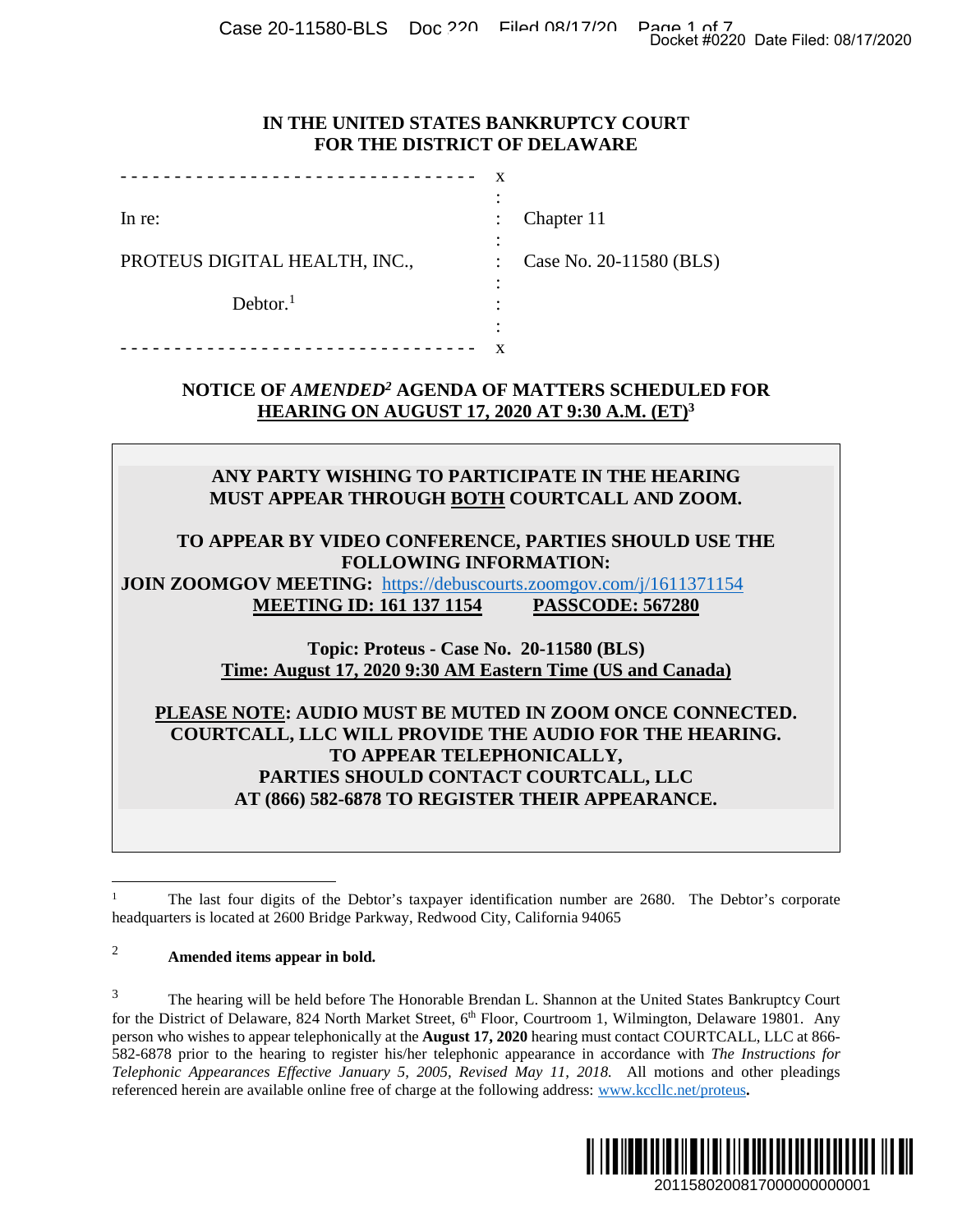# IN THE UNITED STATES BANKRUPTCY COURT FOR THE DISTRICT OF DELAWARE

| | | |
|---|---|---|
| In re: | : | Chapter 11 |
| PROTEUS DIGITAL HEALTH, INC., | : | Case No. 20-11580 (BLS) |
| Debtor.[1] | : | |

## NOTICE OF *AMENDED*[2] AGENDA OF MATTERS SCHEDULED FOR HEARING ON AUGUST 17, 2020 AT 9:30 A.M. (ET)[3]

**ANY PARTY WISHING TO PARTICIPATE IN THE HEARING MUST APPEAR THROUGH BOTH COURTCALL AND ZOOM.**

**TO APPEAR BY VIDEO CONFERENCE, PARTIES SHOULD USE THE FOLLOWING INFORMATION:**

**JOIN ZOOMGOV MEETING:** https://debuscourts.zoomgov.com/j/1611371154

**MEETING ID: 161 137 1154 PASSCODE: 567280**

**Topic: Proteus - Case No. 20-11580 (BLS)**

**Time: August 17, 2020 9:30 AM Eastern Time (US and Canada)**

**PLEASE NOTE: AUDIO MUST BE MUTED IN ZOOM ONCE CONNECTED. COURTCALL, LLC WILL PROVIDE THE AUDIO FOR THE HEARING. TO APPEAR TELEPHONICALLY, PARTIES SHOULD CONTACT COURTCALL, LLC AT (866) 582-6878 TO REGISTER THEIR APPEARANCE.**

---

[1] The last four digits of the Debtor's taxpayer identification number are 2680. The Debtor's corporate headquarters is located at 2600 Bridge Parkway, Redwood City, California 94065

[2] **Amended items appear in bold.**

[3] The hearing will be held before The Honorable Brendan L. Shannon at the United States Bankruptcy Court for the District of Delaware, 824 North Market Street, 6th Floor, Courtroom 1, Wilmington, Delaware 19801. Any person who wishes to appear telephonically at the **August 17, 2020** hearing must contact COURTCALL, LLC at 866-582-6878 prior to the hearing to register his/her telephonic appearance in accordance with *The Instructions for Telephonic Appearances Effective January 5, 2005, Revised May 11, 2018.* All motions and other pleadings referenced herein are available online free of charge at the following address: www.kccllc.net/proteus**.**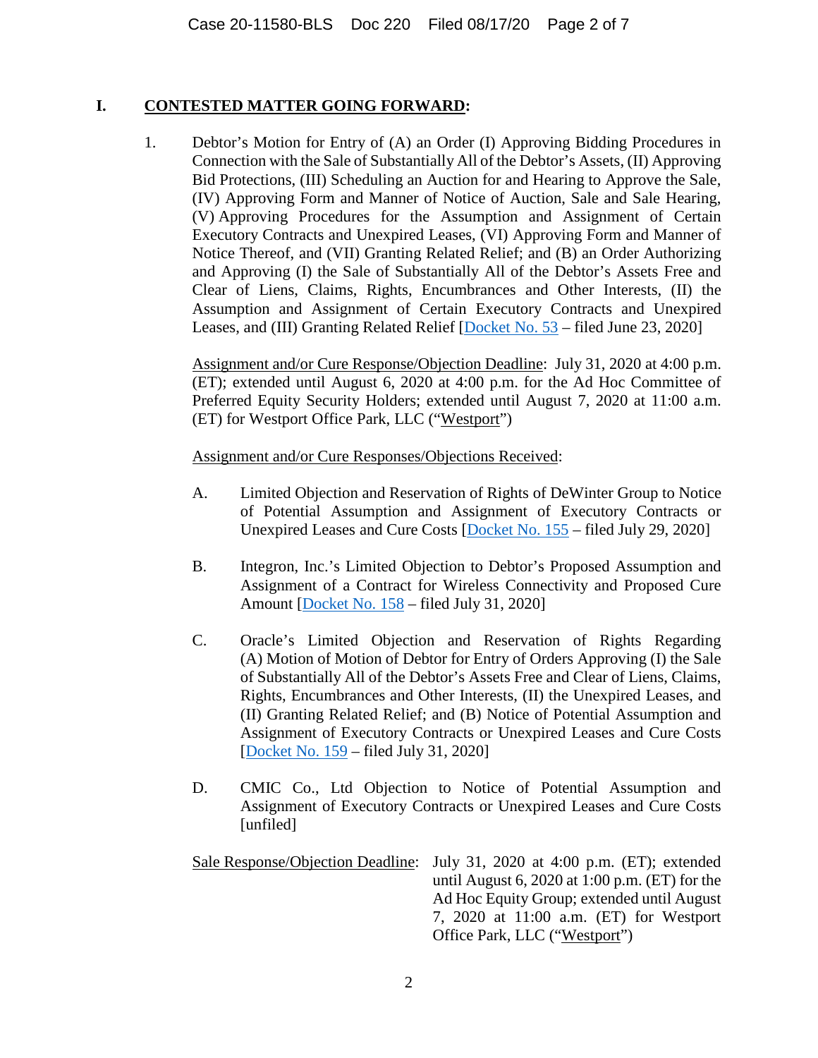## I. **CONTESTED MATTER GOING FORWARD:**

1. Debtor's Motion for Entry of (A) an Order (I) Approving Bidding Procedures in Connection with the Sale of Substantially All of the Debtor's Assets, (II) Approving Bid Protections, (III) Scheduling an Auction for and Hearing to Approve the Sale, (IV) Approving Form and Manner of Notice of Auction, Sale and Sale Hearing, (V) Approving Procedures for the Assumption and Assignment of Certain Executory Contracts and Unexpired Leases, (VI) Approving Form and Manner of Notice Thereof, and (VII) Granting Related Relief; and (B) an Order Authorizing and Approving (I) the Sale of Substantially All of the Debtor's Assets Free and Clear of Liens, Claims, Rights, Encumbrances and Other Interests, (II) the Assumption and Assignment of Certain Executory Contracts and Unexpired Leases, and (III) Granting Related Relief [Docket No. 53 – filed June 23, 2020]

   Assignment and/or Cure Response/Objection Deadline: July 31, 2020 at 4:00 p.m. (ET); extended until August 6, 2020 at 4:00 p.m. for the Ad Hoc Committee of Preferred Equity Security Holders; extended until August 7, 2020 at 11:00 a.m. (ET) for Westport Office Park, LLC ("Westport")

   Assignment and/or Cure Responses/Objections Received:

   A. Limited Objection and Reservation of Rights of DeWinter Group to Notice of Potential Assumption and Assignment of Executory Contracts or Unexpired Leases and Cure Costs [Docket No. 155 – filed July 29, 2020]

   B. Integron, Inc.'s Limited Objection to Debtor's Proposed Assumption and Assignment of a Contract for Wireless Connectivity and Proposed Cure Amount [Docket No. 158 – filed July 31, 2020]

   C. Oracle's Limited Objection and Reservation of Rights Regarding (A) Motion of Motion of Debtor for Entry of Orders Approving (I) the Sale of Substantially All of the Debtor's Assets Free and Clear of Liens, Claims, Rights, Encumbrances and Other Interests, (II) the Unexpired Leases, and (II) Granting Related Relief; and (B) Notice of Potential Assumption and Assignment of Executory Contracts or Unexpired Leases and Cure Costs [Docket No. 159 – filed July 31, 2020]

   D. CMIC Co., Ltd Objection to Notice of Potential Assumption and Assignment of Executory Contracts or Unexpired Leases and Cure Costs [unfiled]

   Sale Response/Objection Deadline: July 31, 2020 at 4:00 p.m. (ET); extended until August 6, 2020 at 1:00 p.m. (ET) for the Ad Hoc Equity Group; extended until August 7, 2020 at 11:00 a.m. (ET) for Westport Office Park, LLC ("Westport")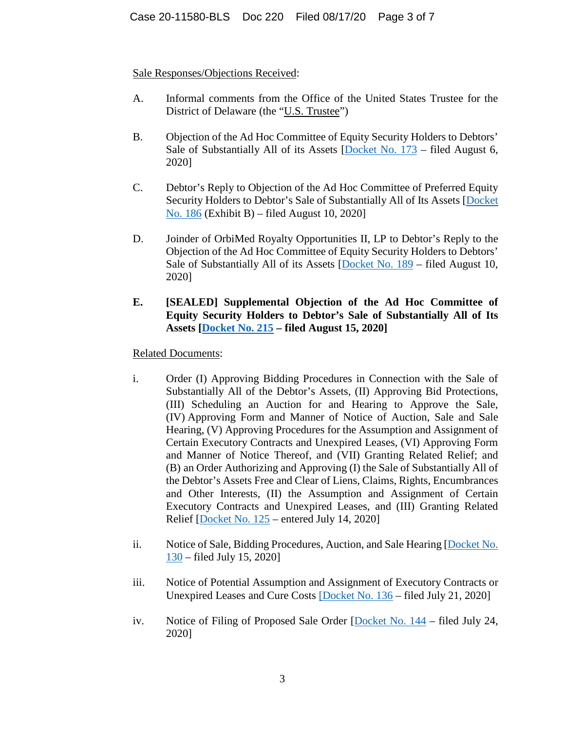Sale Responses/Objections Received:

A. Informal comments from the Office of the United States Trustee for the District of Delaware (the "U.S. Trustee")

B. Objection of the Ad Hoc Committee of Equity Security Holders to Debtors' Sale of Substantially All of its Assets [Docket No. 173 – filed August 6, 2020]

C. Debtor's Reply to Objection of the Ad Hoc Committee of Preferred Equity Security Holders to Debtor's Sale of Substantially All of Its Assets [Docket No. 186 (Exhibit B) – filed August 10, 2020]

D. Joinder of OrbiMed Royalty Opportunities II, LP to Debtor's Reply to the Objection of the Ad Hoc Committee of Equity Security Holders to Debtors' Sale of Substantially All of its Assets [Docket No. 189 – filed August 10, 2020]

**E. [SEALED] Supplemental Objection of the Ad Hoc Committee of Equity Security Holders to Debtor's Sale of Substantially All of Its Assets [Docket No. 215 – filed August 15, 2020]**

Related Documents:

i. Order (I) Approving Bidding Procedures in Connection with the Sale of Substantially All of the Debtor's Assets, (II) Approving Bid Protections, (III) Scheduling an Auction for and Hearing to Approve the Sale, (IV) Approving Form and Manner of Notice of Auction, Sale and Sale Hearing, (V) Approving Procedures for the Assumption and Assignment of Certain Executory Contracts and Unexpired Leases, (VI) Approving Form and Manner of Notice Thereof, and (VII) Granting Related Relief; and (B) an Order Authorizing and Approving (I) the Sale of Substantially All of the Debtor's Assets Free and Clear of Liens, Claims, Rights, Encumbrances and Other Interests, (II) the Assumption and Assignment of Certain Executory Contracts and Unexpired Leases, and (III) Granting Related Relief [Docket No. 125 – entered July 14, 2020]

ii. Notice of Sale, Bidding Procedures, Auction, and Sale Hearing [Docket No. 130 – filed July 15, 2020]

iii. Notice of Potential Assumption and Assignment of Executory Contracts or Unexpired Leases and Cure Costs [Docket No. 136 – filed July 21, 2020]

iv. Notice of Filing of Proposed Sale Order [Docket No. 144 – filed July 24, 2020]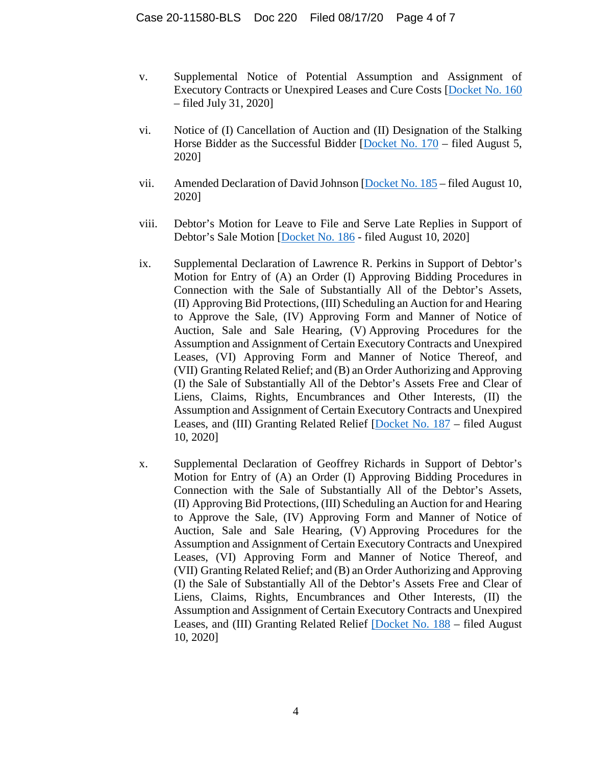v. Supplemental Notice of Potential Assumption and Assignment of Executory Contracts or Unexpired Leases and Cure Costs [Docket No. 160 – filed July 31, 2020]

vi. Notice of (I) Cancellation of Auction and (II) Designation of the Stalking Horse Bidder as the Successful Bidder [Docket No. 170 – filed August 5, 2020]

vii. Amended Declaration of David Johnson [Docket No. 185 – filed August 10, 2020]

viii. Debtor's Motion for Leave to File and Serve Late Replies in Support of Debtor's Sale Motion [Docket No. 186 - filed August 10, 2020]

ix. Supplemental Declaration of Lawrence R. Perkins in Support of Debtor's Motion for Entry of (A) an Order (I) Approving Bidding Procedures in Connection with the Sale of Substantially All of the Debtor's Assets, (II) Approving Bid Protections, (III) Scheduling an Auction for and Hearing to Approve the Sale, (IV) Approving Form and Manner of Notice of Auction, Sale and Sale Hearing, (V) Approving Procedures for the Assumption and Assignment of Certain Executory Contracts and Unexpired Leases, (VI) Approving Form and Manner of Notice Thereof, and (VII) Granting Related Relief; and (B) an Order Authorizing and Approving (I) the Sale of Substantially All of the Debtor's Assets Free and Clear of Liens, Claims, Rights, Encumbrances and Other Interests, (II) the Assumption and Assignment of Certain Executory Contracts and Unexpired Leases, and (III) Granting Related Relief [Docket No. 187 – filed August 10, 2020]

x. Supplemental Declaration of Geoffrey Richards in Support of Debtor's Motion for Entry of (A) an Order (I) Approving Bidding Procedures in Connection with the Sale of Substantially All of the Debtor's Assets, (II) Approving Bid Protections, (III) Scheduling an Auction for and Hearing to Approve the Sale, (IV) Approving Form and Manner of Notice of Auction, Sale and Sale Hearing, (V) Approving Procedures for the Assumption and Assignment of Certain Executory Contracts and Unexpired Leases, (VI) Approving Form and Manner of Notice Thereof, and (VII) Granting Related Relief; and (B) an Order Authorizing and Approving (I) the Sale of Substantially All of the Debtor's Assets Free and Clear of Liens, Claims, Rights, Encumbrances and Other Interests, (II) the Assumption and Assignment of Certain Executory Contracts and Unexpired Leases, and (III) Granting Related Relief [Docket No. 188 – filed August 10, 2020]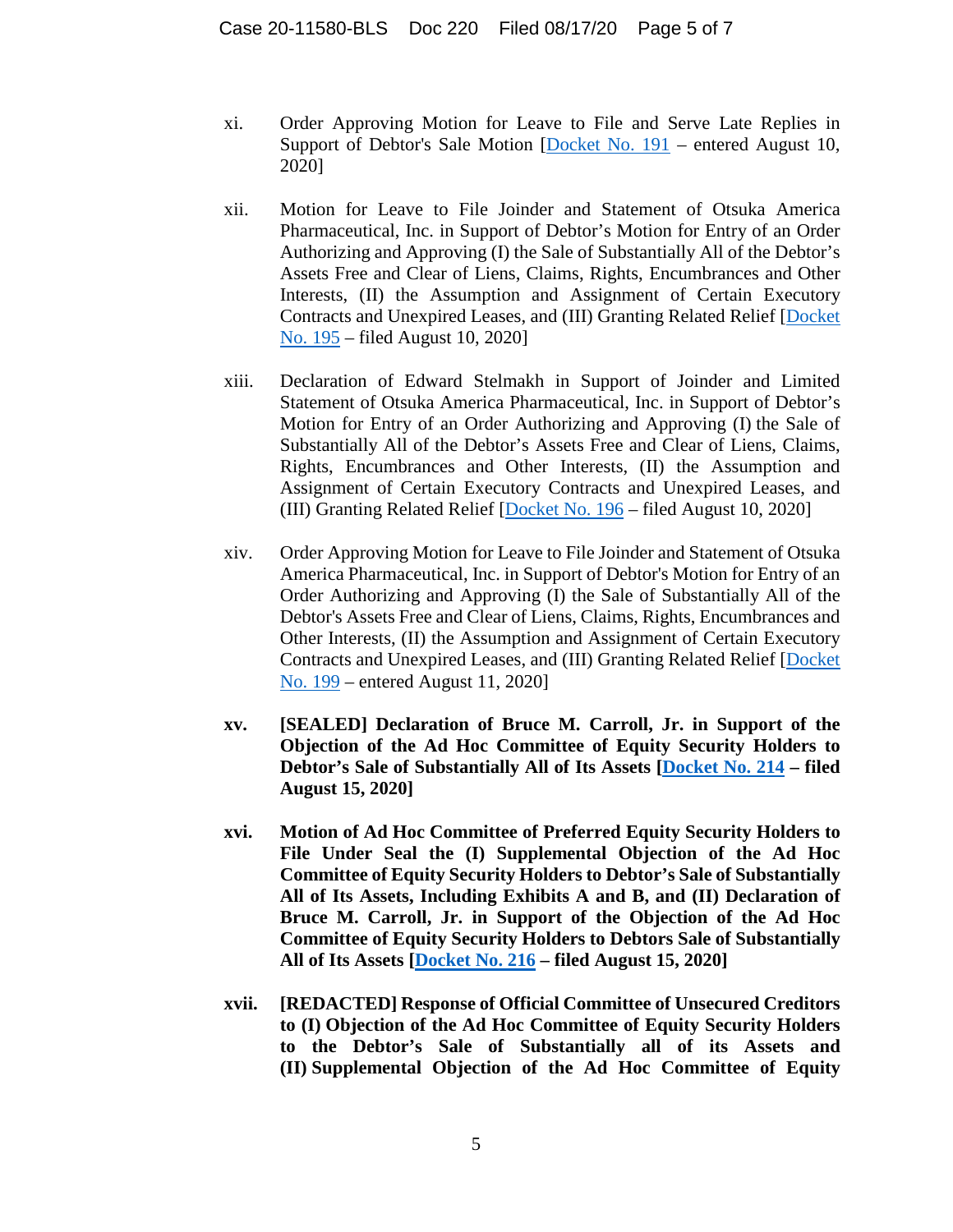xi. Order Approving Motion for Leave to File and Serve Late Replies in Support of Debtor's Sale Motion [Docket No. 191 – entered August 10, 2020]

xii. Motion for Leave to File Joinder and Statement of Otsuka America Pharmaceutical, Inc. in Support of Debtor's Motion for Entry of an Order Authorizing and Approving (I) the Sale of Substantially All of the Debtor's Assets Free and Clear of Liens, Claims, Rights, Encumbrances and Other Interests, (II) the Assumption and Assignment of Certain Executory Contracts and Unexpired Leases, and (III) Granting Related Relief [Docket No. 195 – filed August 10, 2020]

xiii. Declaration of Edward Stelmakh in Support of Joinder and Limited Statement of Otsuka America Pharmaceutical, Inc. in Support of Debtor's Motion for Entry of an Order Authorizing and Approving (I) the Sale of Substantially All of the Debtor's Assets Free and Clear of Liens, Claims, Rights, Encumbrances and Other Interests, (II) the Assumption and Assignment of Certain Executory Contracts and Unexpired Leases, and (III) Granting Related Relief [Docket No. 196 – filed August 10, 2020]

xiv. Order Approving Motion for Leave to File Joinder and Statement of Otsuka America Pharmaceutical, Inc. in Support of Debtor's Motion for Entry of an Order Authorizing and Approving (I) the Sale of Substantially All of the Debtor's Assets Free and Clear of Liens, Claims, Rights, Encumbrances and Other Interests, (II) the Assumption and Assignment of Certain Executory Contracts and Unexpired Leases, and (III) Granting Related Relief [Docket No. 199 – entered August 11, 2020]

**xv. [SEALED] Declaration of Bruce M. Carroll, Jr. in Support of the Objection of the Ad Hoc Committee of Equity Security Holders to Debtor's Sale of Substantially All of Its Assets [Docket No. 214 – filed August 15, 2020]**

**xvi. Motion of Ad Hoc Committee of Preferred Equity Security Holders to File Under Seal the (I) Supplemental Objection of the Ad Hoc Committee of Equity Security Holders to Debtor's Sale of Substantially All of Its Assets, Including Exhibits A and B, and (II) Declaration of Bruce M. Carroll, Jr. in Support of the Objection of the Ad Hoc Committee of Equity Security Holders to Debtors Sale of Substantially All of Its Assets [Docket No. 216 – filed August 15, 2020]**

**xvii. [REDACTED] Response of Official Committee of Unsecured Creditors to (I) Objection of the Ad Hoc Committee of Equity Security Holders to the Debtor's Sale of Substantially all of its Assets and (II) Supplemental Objection of the Ad Hoc Committee of Equity**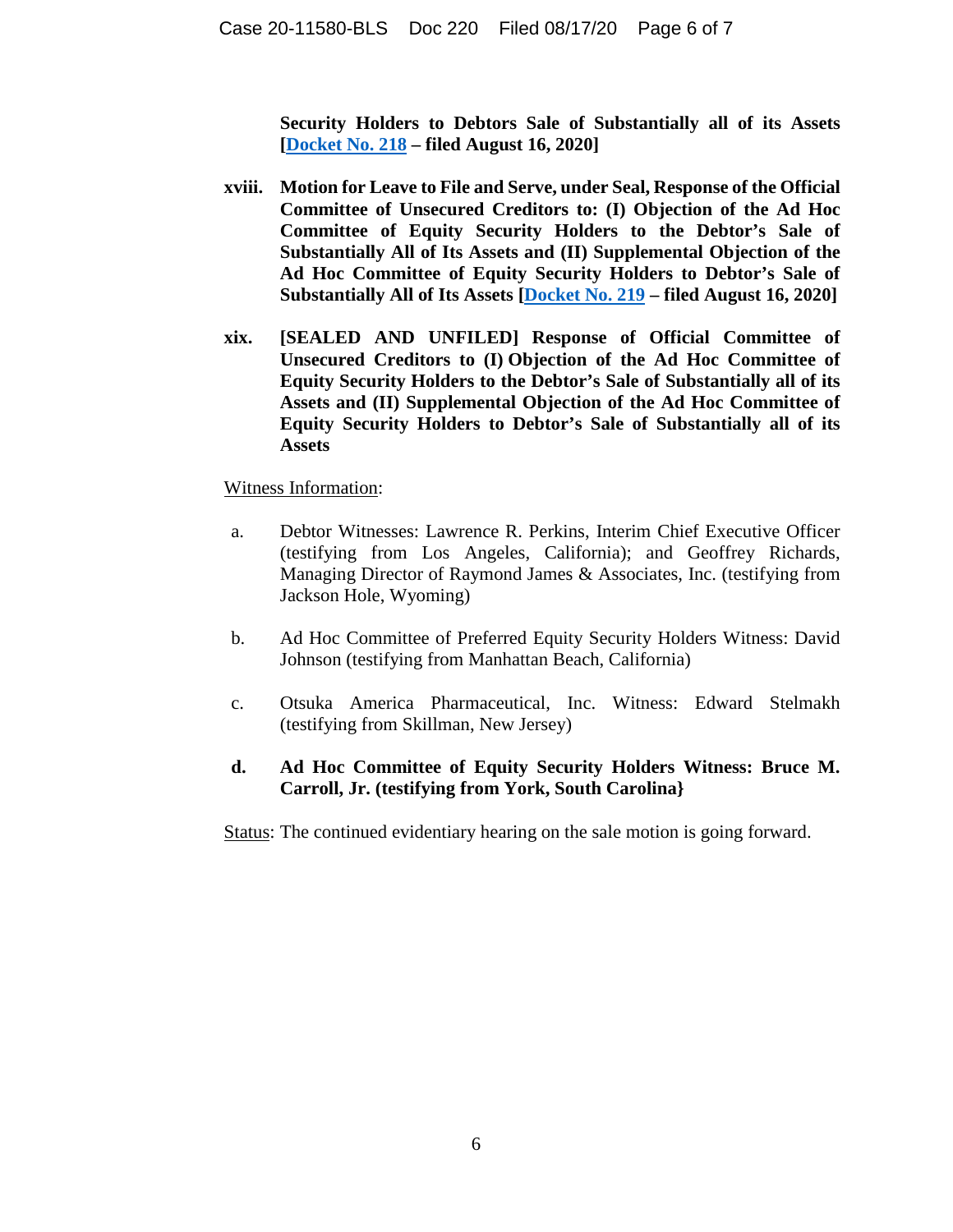**Security Holders to Debtors Sale of Substantially all of its Assets [Docket No. 218 – filed August 16, 2020]**

- **xviii. Motion for Leave to File and Serve, under Seal, Response of the Official Committee of Unsecured Creditors to: (I) Objection of the Ad Hoc Committee of Equity Security Holders to the Debtor's Sale of Substantially All of Its Assets and (II) Supplemental Objection of the Ad Hoc Committee of Equity Security Holders to Debtor's Sale of Substantially All of Its Assets [Docket No. 219 – filed August 16, 2020]**

- **xix. [SEALED AND UNFILED] Response of Official Committee of Unsecured Creditors to (I) Objection of the Ad Hoc Committee of Equity Security Holders to the Debtor's Sale of Substantially all of its Assets and (II) Supplemental Objection of the Ad Hoc Committee of Equity Security Holders to Debtor's Sale of Substantially all of its Assets**

<u>Witness Information</u>:

a. Debtor Witnesses: Lawrence R. Perkins, Interim Chief Executive Officer (testifying from Los Angeles, California); and Geoffrey Richards, Managing Director of Raymond James & Associates, Inc. (testifying from Jackson Hole, Wyoming)

b. Ad Hoc Committee of Preferred Equity Security Holders Witness: David Johnson (testifying from Manhattan Beach, California)

c. Otsuka America Pharmaceutical, Inc. Witness: Edward Stelmakh (testifying from Skillman, New Jersey)

**d. Ad Hoc Committee of Equity Security Holders Witness: Bruce M. Carroll, Jr. (testifying from York, South Carolina}**

<u>Status</u>: The continued evidentiary hearing on the sale motion is going forward.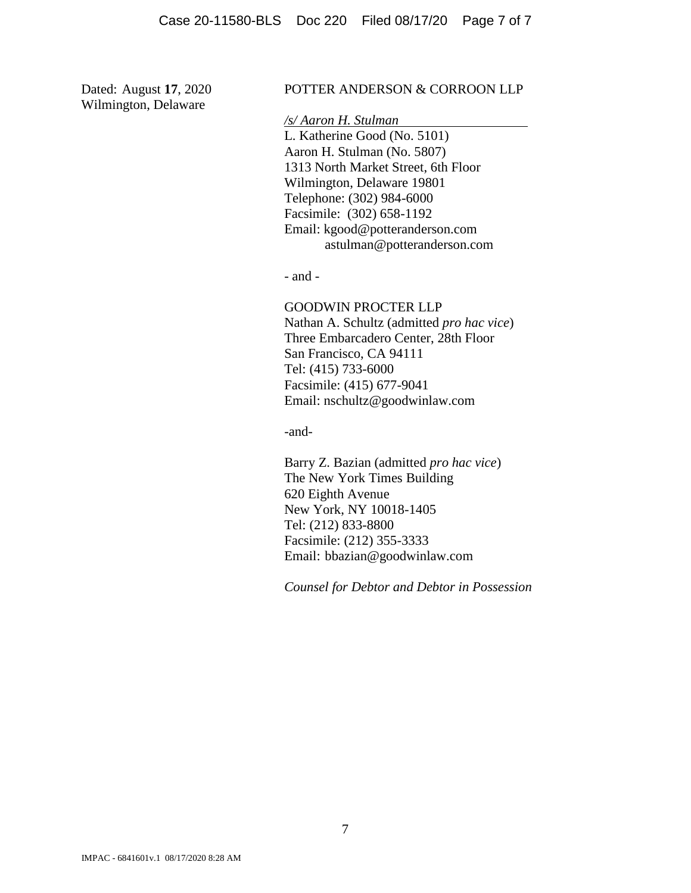Dated: August **17**, 2020
Wilmington, Delaware

POTTER ANDERSON & CORROON LLP

*/s/ Aaron H. Stulman*
L. Katherine Good (No. 5101)
Aaron H. Stulman (No. 5807)
1313 North Market Street, 6th Floor
Wilmington, Delaware 19801
Telephone: (302) 984-6000
Facsimile: (302) 658-1192
Email: kgood@potteranderson.com
astulman@potteranderson.com

- and -

GOODWIN PROCTER LLP
Nathan A. Schultz (admitted *pro hac vice*)
Three Embarcadero Center, 28th Floor
San Francisco, CA 94111
Tel: (415) 733-6000
Facsimile: (415) 677-9041
Email: nschultz@goodwinlaw.com

-and-

Barry Z. Bazian (admitted *pro hac vice*)
The New York Times Building
620 Eighth Avenue
New York, NY 10018-1405
Tel: (212) 833-8800
Facsimile: (212) 355-3333
Email: bbazian@goodwinlaw.com

*Counsel for Debtor and Debtor in Possession*

IMPAC - 6841601v.1 08/17/2020 8:28 AM